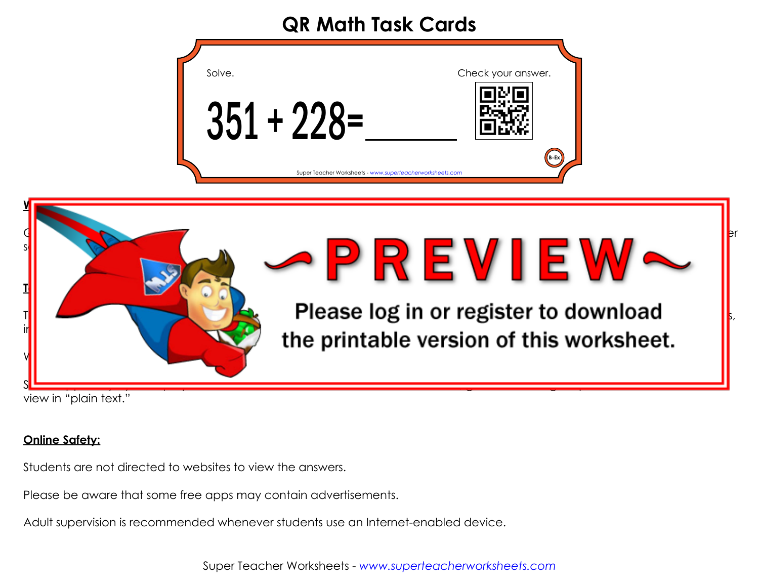# QR Math Task Cards

Solve.

Check your answer.

$351 + 228 = \_\_\_\_\_\_$

B-Ex

Super Teacher Worksheets - www.superteacherworksheets.com

~PREVIEW~

Please log in or register to download the printable version of this worksheet.

view in "plain text."

**Online Safety:**

Students are not directed to websites to view the answers.

Please be aware that some free apps may contain advertisements.

Adult supervision is recommended whenever students use an Internet-enabled device.

Super Teacher Worksheets - www.superteacherworksheets.com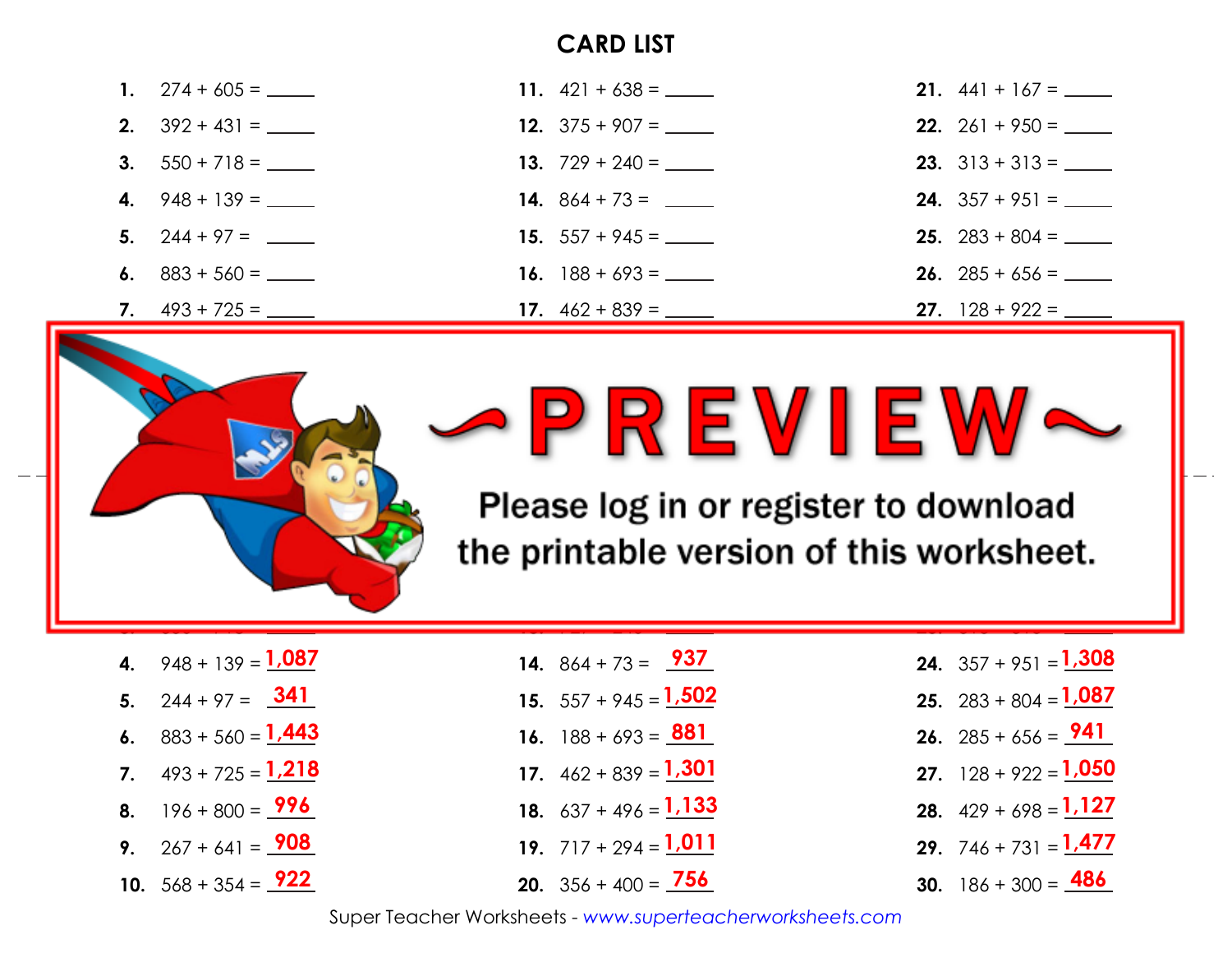## CARD LIST

1. 274 + 605 = _____
2. 392 + 431 = _____
3. 550 + 718 = _____
4. 948 + 139 = _____
5. 244 + 97 = _____
6. 883 + 560 = _____
7. 493 + 725 = _____

11. 421 + 638 = _____
12. 375 + 907 = _____
13. 729 + 240 = _____
14. 864 + 73 = _____
15. 557 + 945 = _____
16. 188 + 693 = _____
17. 462 + 839 = _____

21. 441 + 167 = _____
22. 261 + 950 = _____
23. 313 + 313 = _____
24. 357 + 951 = _____
25. 283 + 804 = _____
26. 285 + 656 = _____
27. 128 + 922 = _____

~PREVIEW~

Please log in or register to download the printable version of this worksheet.

4. 948 + 139 = 1,087
5. 244 + 97 = 341
6. 883 + 560 = 1,443
7. 493 + 725 = 1,218
8. 196 + 800 = 996
9. 267 + 641 = 908
10. 568 + 354 = 922

14. 864 + 73 = 937
15. 557 + 945 = 1,502
16. 188 + 693 = 881
17. 462 + 839 = 1,301
18. 637 + 496 = 1,133
19. 717 + 294 = 1,011
20. 356 + 400 = 756

24. 357 + 951 = 1,308
25. 283 + 804 = 1,087
26. 285 + 656 = 941
27. 128 + 922 = 1,050
28. 429 + 698 = 1,127
29. 746 + 731 = 1,477
30. 186 + 300 = 486

Super Teacher Worksheets - www.superteacherworksheets.com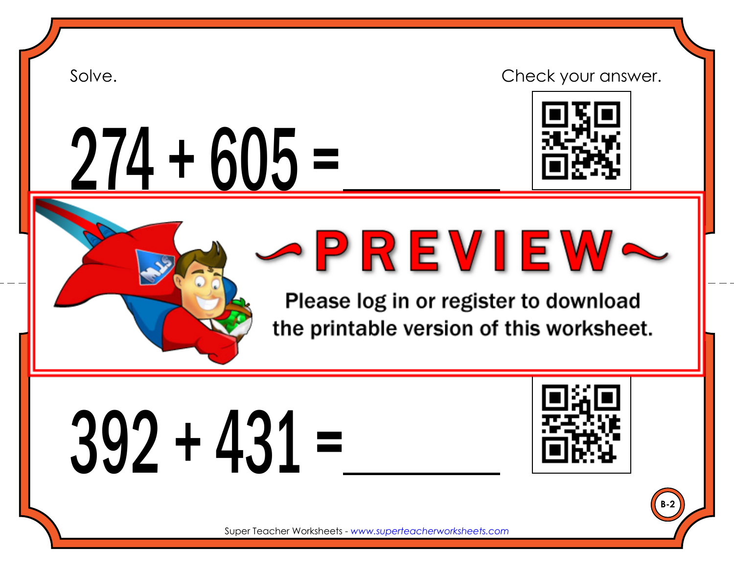Solve.

Check your answer.

# $274 + 605 =$ \_\_\_\_\_\_\_\_\_\_

~PREVIEW~

Please log in or register to download the printable version of this worksheet.

# $392 + 431 =$ \_\_\_\_\_\_\_\_\_\_

B-2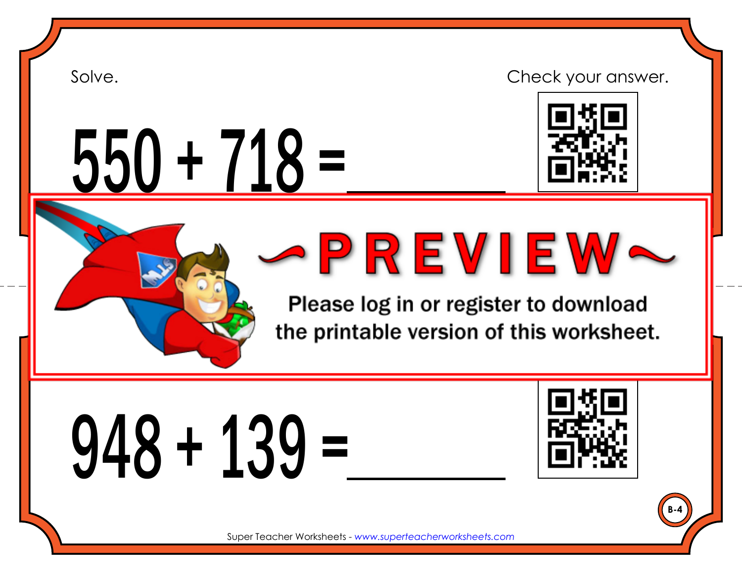Solve.

Check your answer.

$$550 + 718 = \_\_\_\_\_\_$$

~PREVIEW~

Please log in or register to download the printable version of this worksheet.

$$948 + 139 = \_\_\_\_\_\_$$

B-4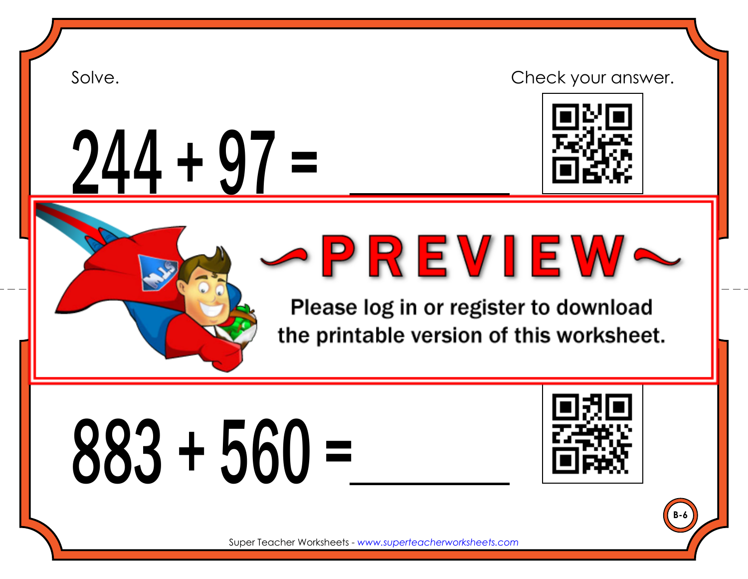Solve.

Check your answer.

$$244 + 97 = \_\_\_\_\_\_\_\_$$

~PREVIEW~

Please log in or register to download the printable version of this worksheet.

$$883 + 560 = \_\_\_\_\_\_\_\_$$

B-6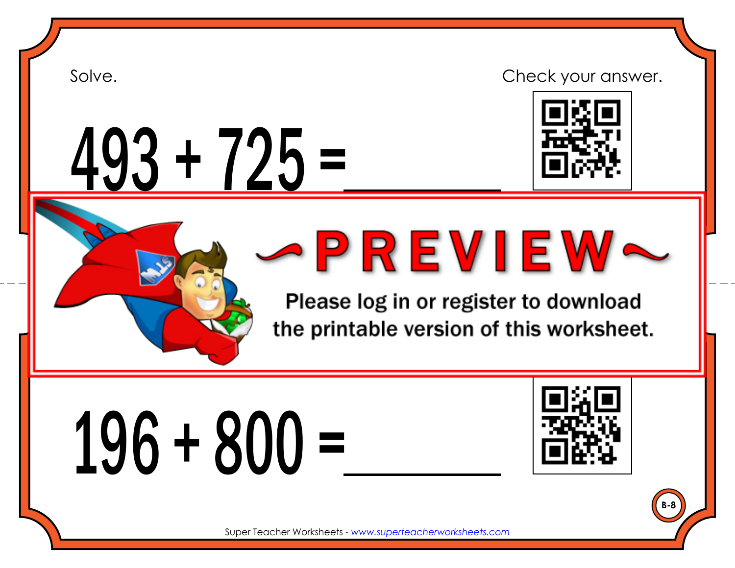Solve.

Check your answer.

$$493 + 725 = \_\_\_\_\_\_\_\_$$

~PREVIEW~

Please log in or register to download the printable version of this worksheet.

$$196 + 800 = \_\_\_\_\_\_\_\_$$

B-8

Super Teacher Worksheets - www.superteacherworksheets.com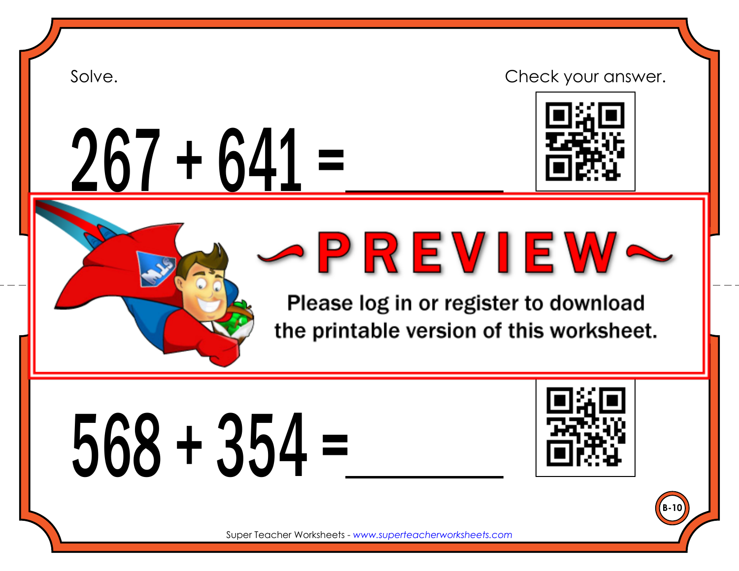Solve.

Check your answer.

# $267 + 641 =$ \_\_\_\_\_\_\_\_

~PREVIEW~

Please log in or register to download the printable version of this worksheet.

# $568 + 354 =$ \_\_\_\_\_\_\_\_

B-10

Super Teacher Worksheets - *www.superteacherworksheets.com*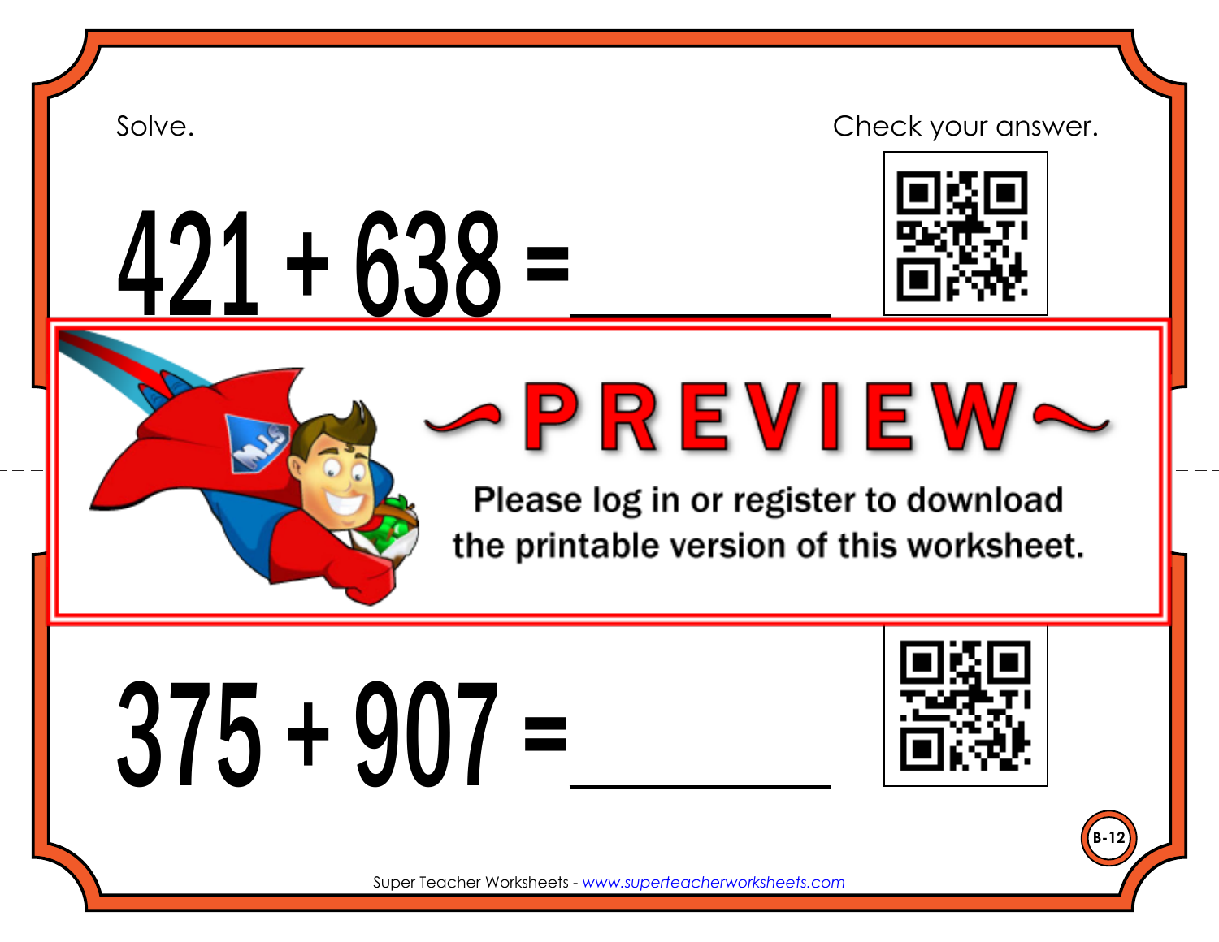Solve.

Check your answer.

$421 + 638 =$ ________

~PREVIEW~

Please log in or register to download the printable version of this worksheet.

$375 + 907 =$ ________

B-12

Super Teacher Worksheets - www.superteacherworksheets.com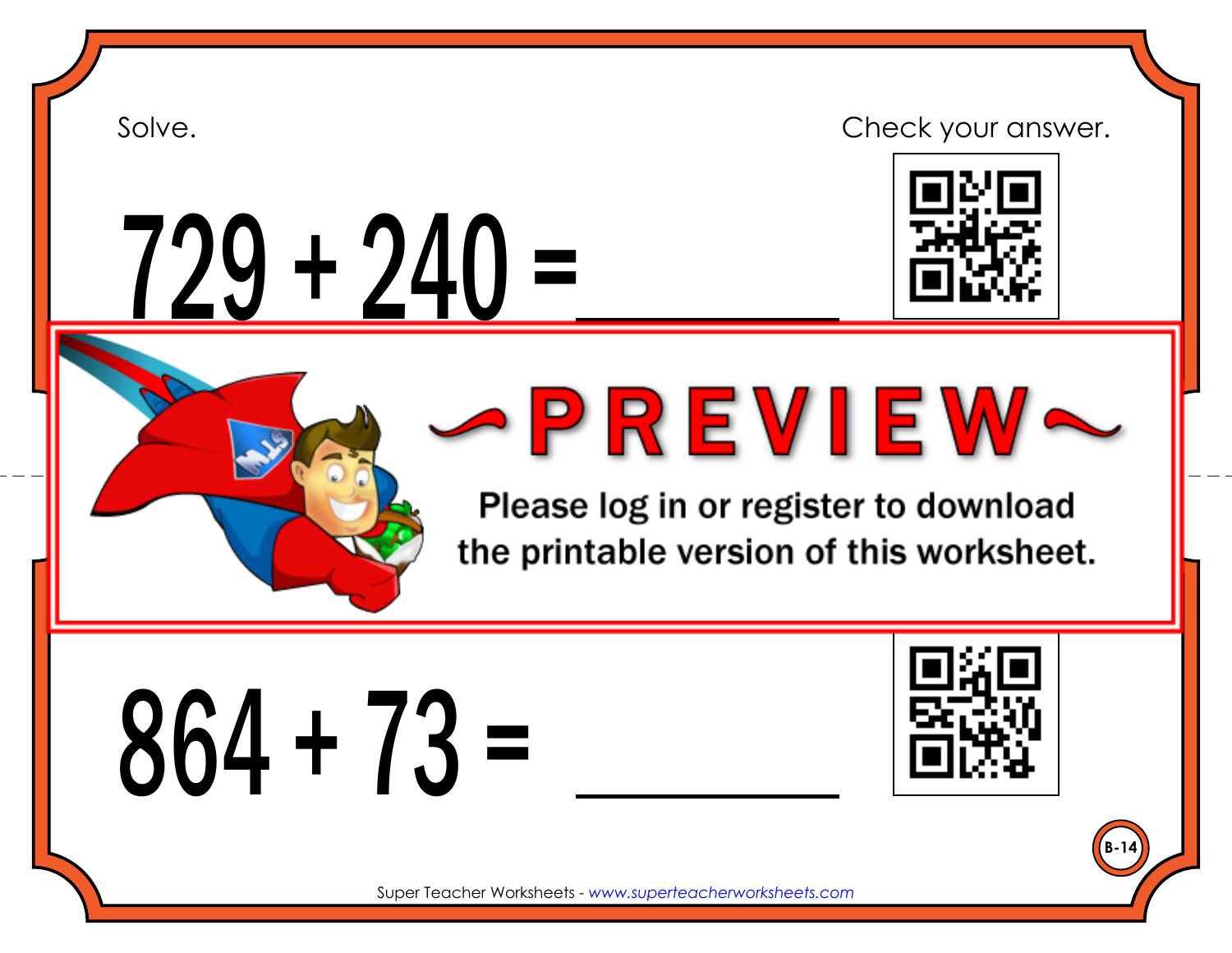Solve.

Check your answer.

# $729 + 240 =$ ________

~PREVIEW~

Please log in or register to download the printable version of this worksheet.

# $864 + 73 =$ ________

B-14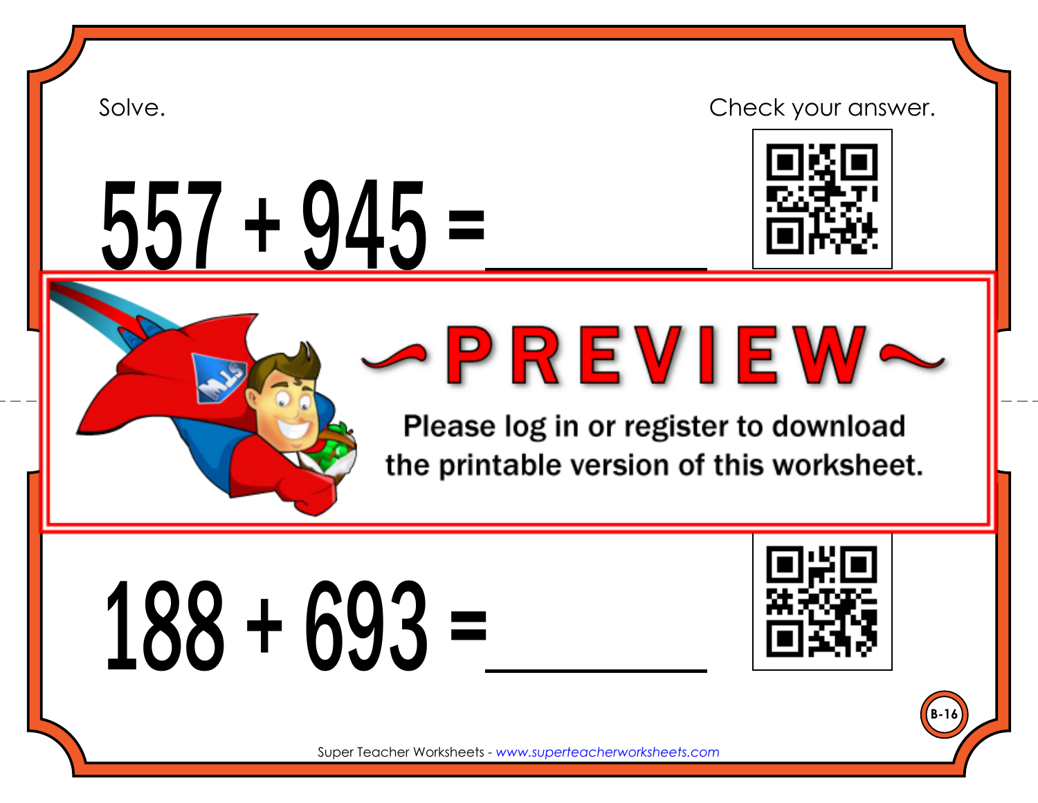Solve.

Check your answer.

$557 + 945 =$ ________

~PREVIEW~

Please log in or register to download the printable version of this worksheet.

$188 + 693 =$ ________

B-16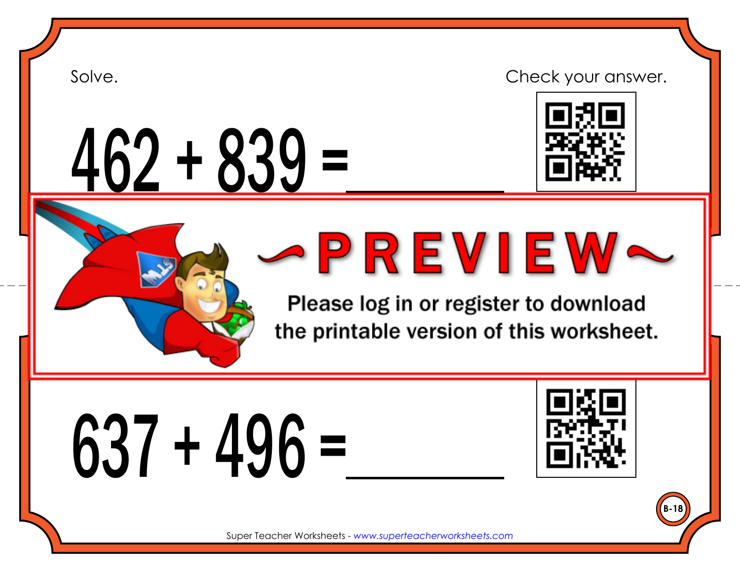Solve.

Check your answer.

$$462 + 839 = \_\_\_\_\_\_\_\_$$

~PREVIEW~

Please log in or register to download the printable version of this worksheet.

$$637 + 496 = \_\_\_\_\_\_\_\_$$

B-18

Super Teacher Worksheets - www.superteacherworksheets.com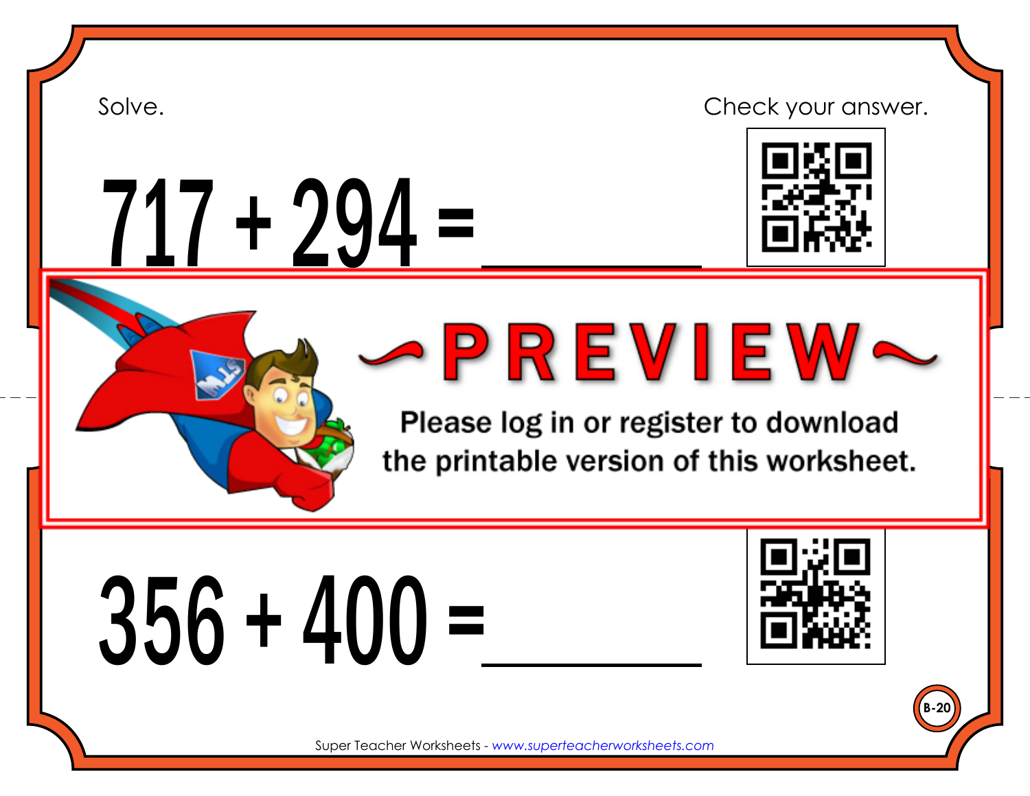Solve.

Check your answer.

$717 + 294 =$ ________

Please log in or register to download the printable version of this worksheet.

$356 + 400 =$ ________

B-20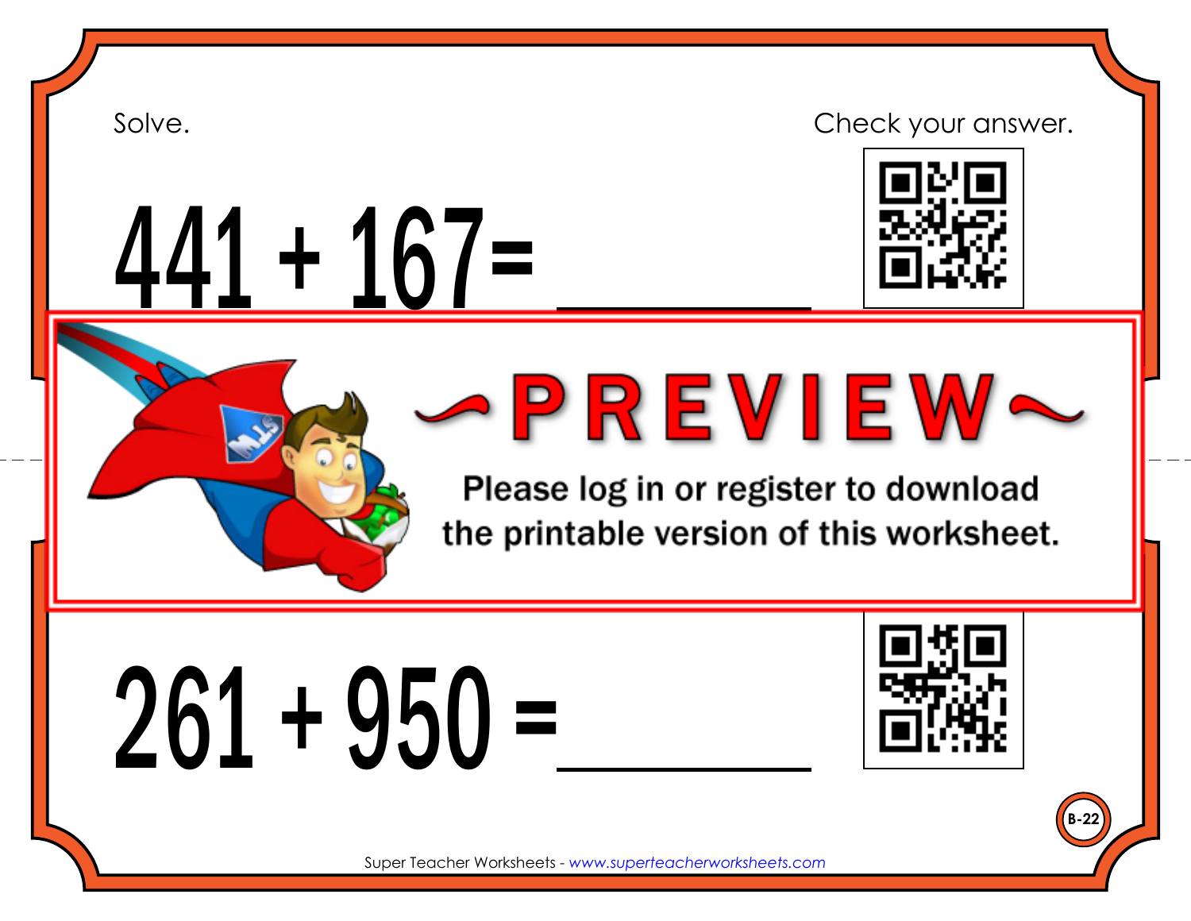Solve.

Check your answer.

$441 + 167 =$ \_\_\_\_\_\_\_\_

~PREVIEW~

Please log in or register to download the printable version of this worksheet.

$261 + 950 =$ \_\_\_\_\_\_\_\_

B-22

Super Teacher Worksheets - www.superteacherworksheets.com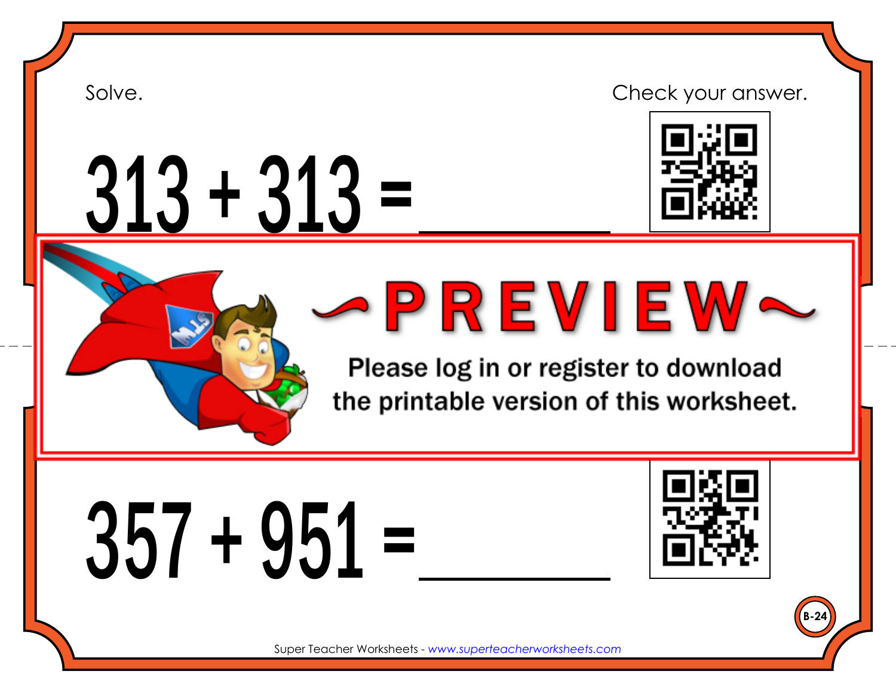Solve.

Check your answer.

$313 + 313 =$ \_\_\_\_\_\_\_\_

~PREVIEW~

Please log in or register to download the printable version of this worksheet.

$357 + 951 =$ \_\_\_\_\_\_\_\_

B-24

Super Teacher Worksheets - www.superteacherworksheets.com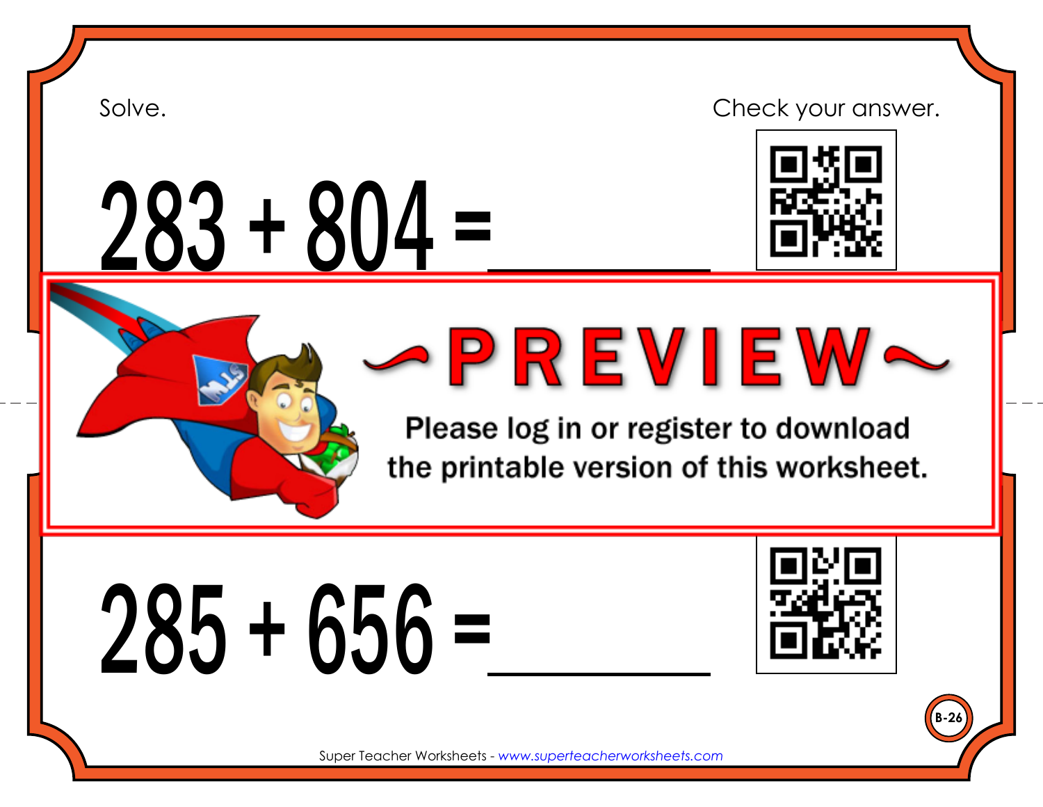Solve.

Check your answer.

$$283 + 804 = \_\_\_\_\_\_\_\_$$

~PREVIEW~

Please log in or register to download the printable version of this worksheet.

$$285 + 656 = \_\_\_\_\_\_\_\_$$

B-26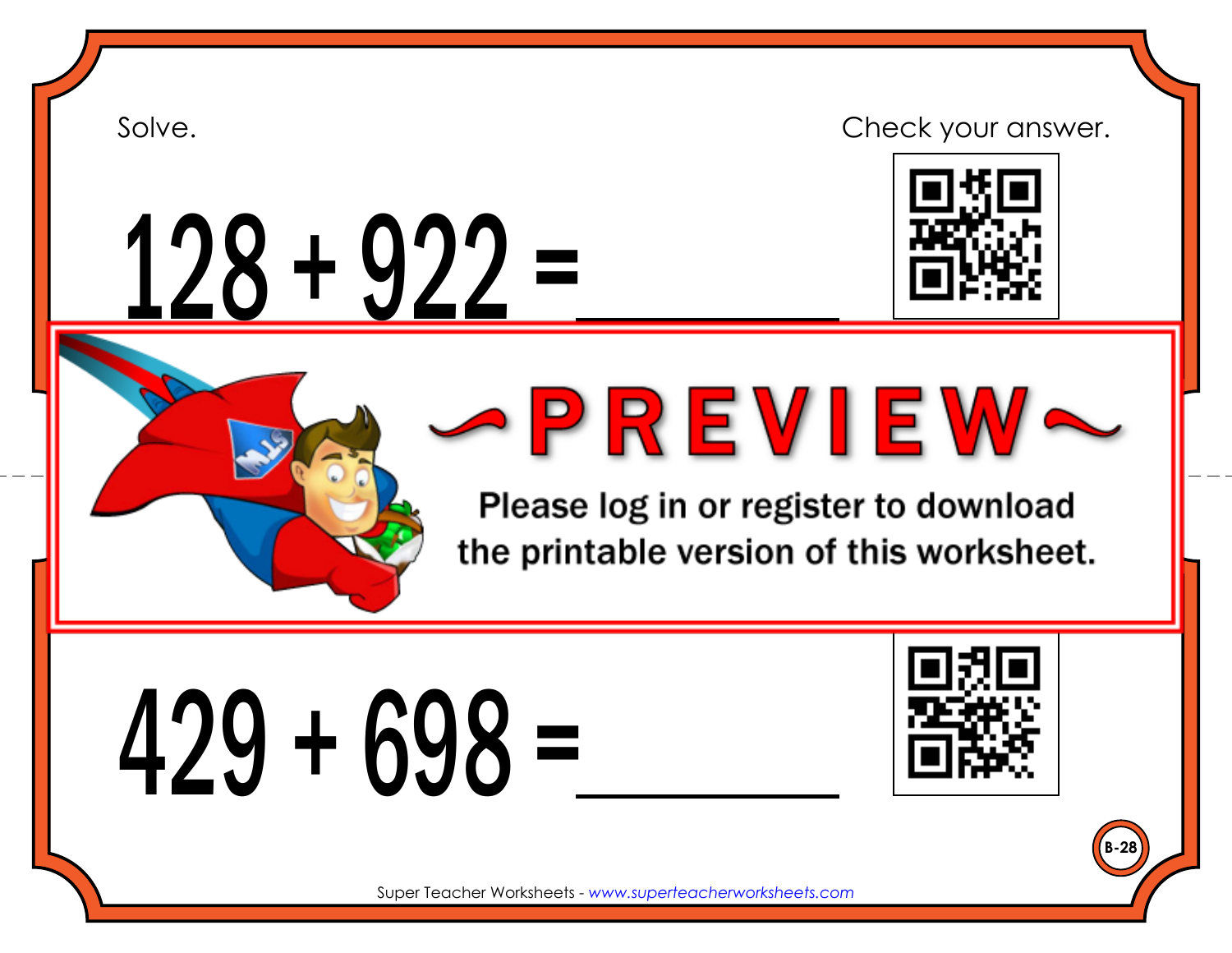Solve.

Check your answer.

$128 + 922 =$ \_\_\_\_\_\_\_\_

~PREVIEW~

Please log in or register to download the printable version of this worksheet.

$429 + 698 =$ \_\_\_\_\_\_\_\_

B-28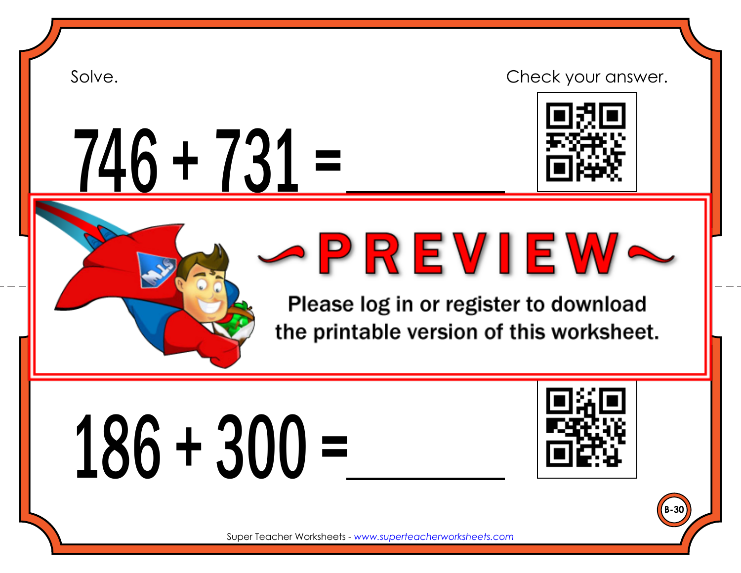Solve.

Check your answer.

$$746 + 731 = \_\_\_\_\_\_\_\_$$

~PREVIEW~

Please log in or register to download the printable version of this worksheet.

$$186 + 300 = \_\_\_\_\_\_\_\_$$

B-30

Super Teacher Worksheets - www.superteacherworksheets.com